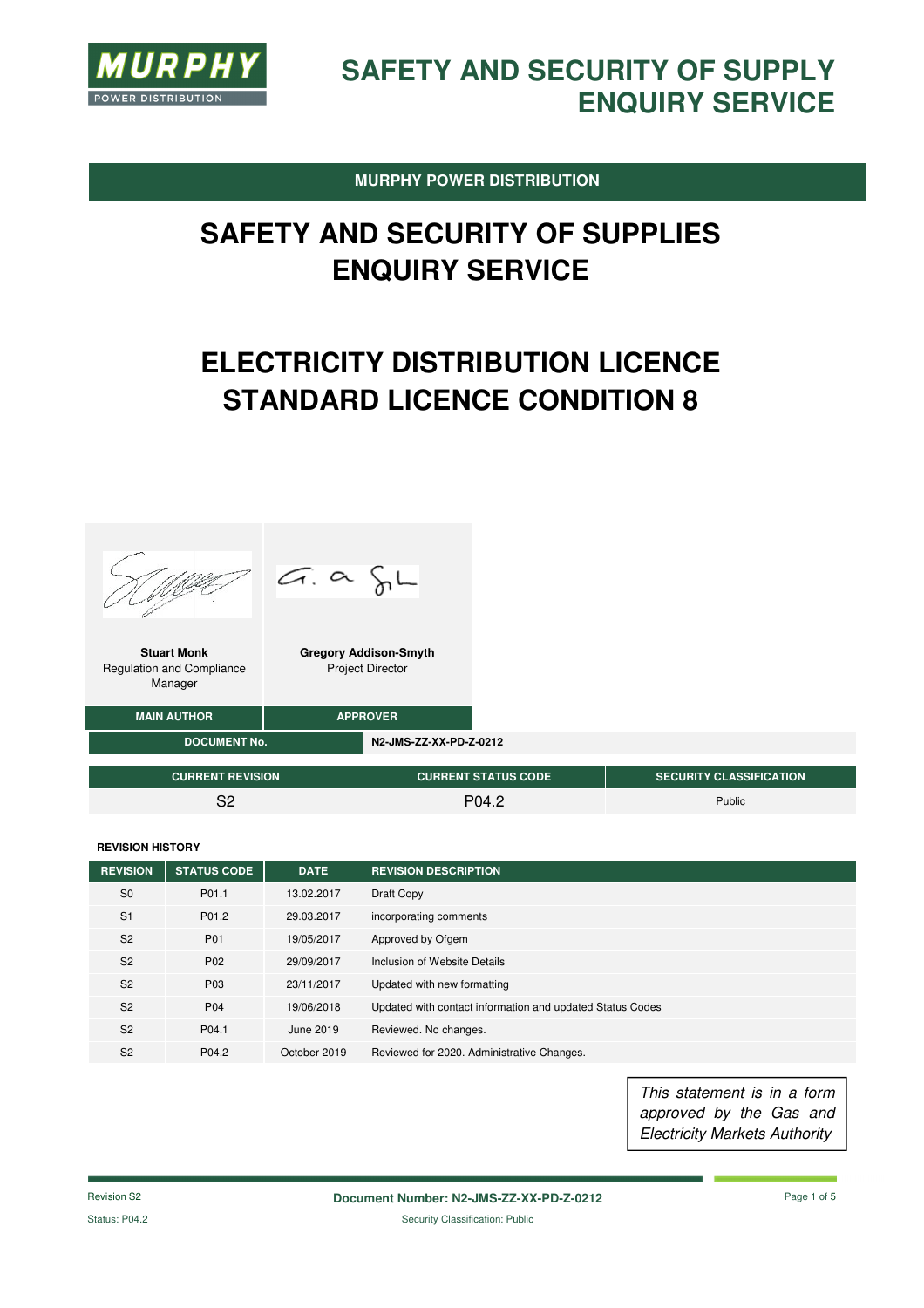# SAFETY AND SECURITY OF SUPPLY ENQUIRY SERVICE

**MURPHY POWER DISTRIBUTION**

# SAFETY AND SECURITY OF SUPPLIES ENQUIRY SERVICE

# ELECTRICITY DISTRIBUTION LICENCE STANDARD LICENCE CONDITION 8

| **Stuart Monk**<br>Regulation and Compliance Manager | **Gregory Addison-Smyth**<br>Project Director |
|---|---|
| **MAIN AUTHOR** | **APPROVER** |

| **DOCUMENT No.** | **N2-JMS-ZZ-XX-PD-Z-0212** |
|---|---|

| **CURRENT REVISION** | **CURRENT STATUS CODE** | **SECURITY CLASSIFICATION** |
|---|---|---|
| S2 | P04.2 | Public |

**REVISION HISTORY**

| REVISION | STATUS CODE | DATE | REVISION DESCRIPTION |
|---|---|---|---|
| S0 | P01.1 | 13.02.2017 | Draft Copy |
| S1 | P01.2 | 29.03.2017 | incorporating comments |
| S2 | P01 | 19/05/2017 | Approved by Ofgem |
| S2 | P02 | 29/09/2017 | Inclusion of Website Details |
| S2 | P03 | 23/11/2017 | Updated with new formatting |
| S2 | P04 | 19/06/2018 | Updated with contact information and updated Status Codes |
| S2 | P04.1 | June 2019 | Reviewed. No changes. |
| S2 | P04.2 | October 2019 | Reviewed for 2020. Administrative Changes. |

*This statement is in a form approved by the Gas and Electricity Markets Authority*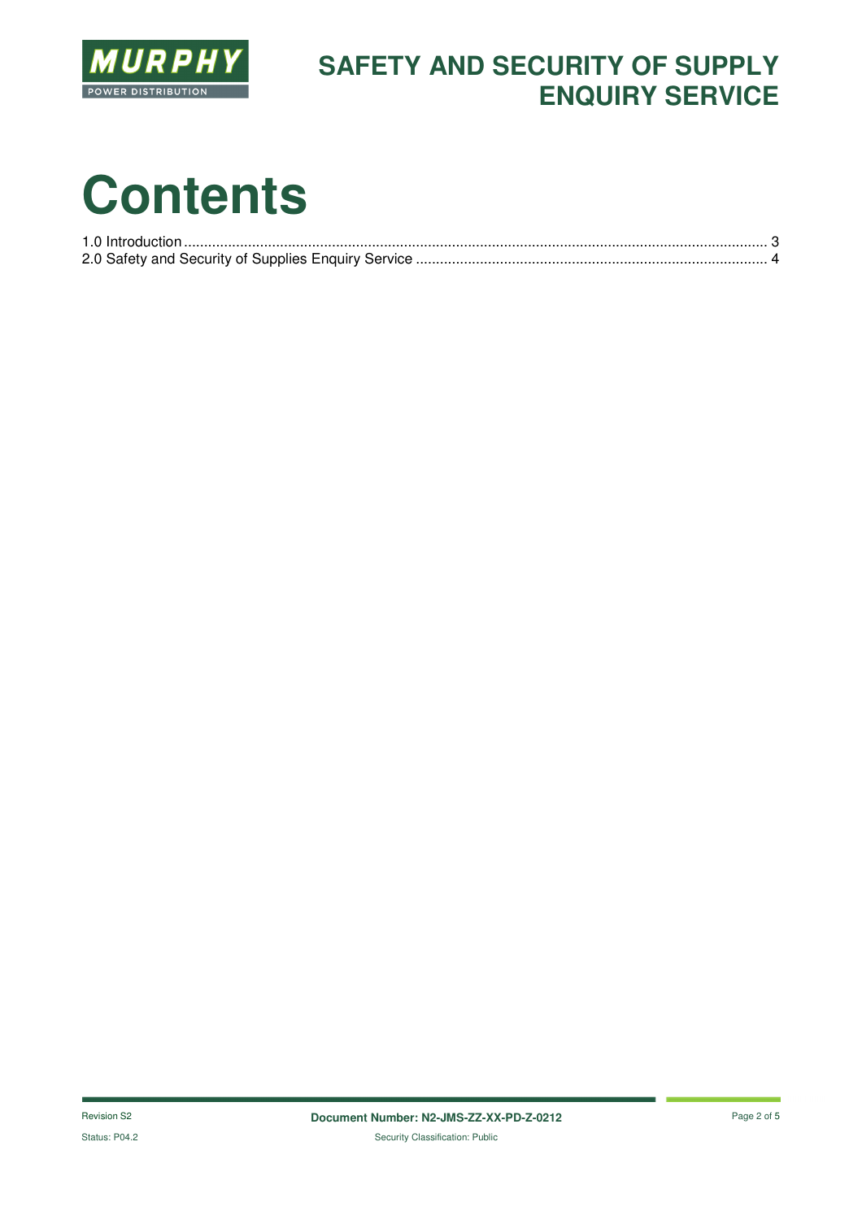# Contents

1.0 Introduction ........................................................................................................................................ 3
2.0 Safety and Security of Supplies Enquiry Service ..................................................................................... 4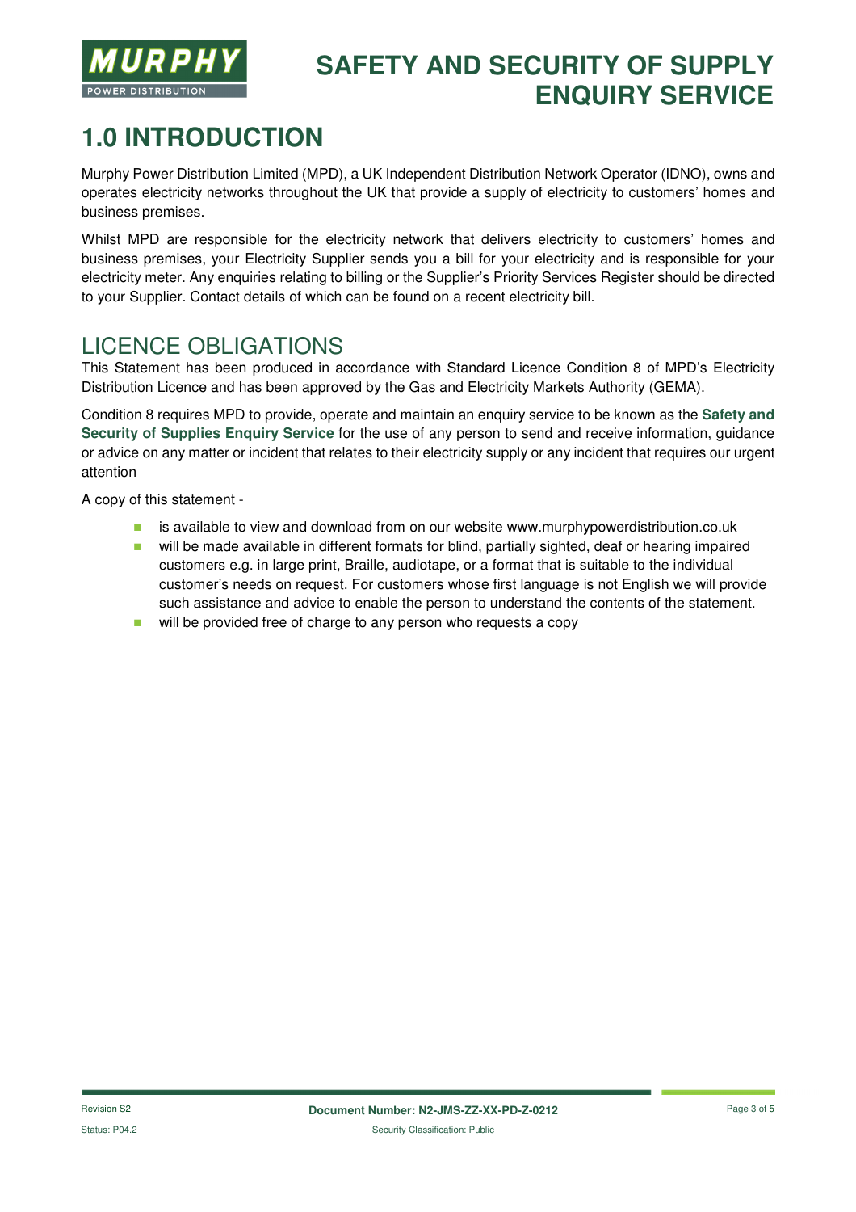# 1.0 INTRODUCTION

Murphy Power Distribution Limited (MPD), a UK Independent Distribution Network Operator (IDNO), owns and operates electricity networks throughout the UK that provide a supply of electricity to customers' homes and business premises.

Whilst MPD are responsible for the electricity network that delivers electricity to customers' homes and business premises, your Electricity Supplier sends you a bill for your electricity and is responsible for your electricity meter. Any enquiries relating to billing or the Supplier's Priority Services Register should be directed to your Supplier. Contact details of which can be found on a recent electricity bill.

## LICENCE OBLIGATIONS

This Statement has been produced in accordance with Standard Licence Condition 8 of MPD's Electricity Distribution Licence and has been approved by the Gas and Electricity Markets Authority (GEMA).

Condition 8 requires MPD to provide, operate and maintain an enquiry service to be known as the **Safety and Security of Supplies Enquiry Service** for the use of any person to send and receive information, guidance or advice on any matter or incident that relates to their electricity supply or any incident that requires our urgent attention

A copy of this statement -

- is available to view and download from on our website www.murphypowerdistribution.co.uk
- will be made available in different formats for blind, partially sighted, deaf or hearing impaired customers e.g. in large print, Braille, audiotape, or a format that is suitable to the individual customer's needs on request. For customers whose first language is not English we will provide such assistance and advice to enable the person to understand the contents of the statement.
- will be provided free of charge to any person who requests a copy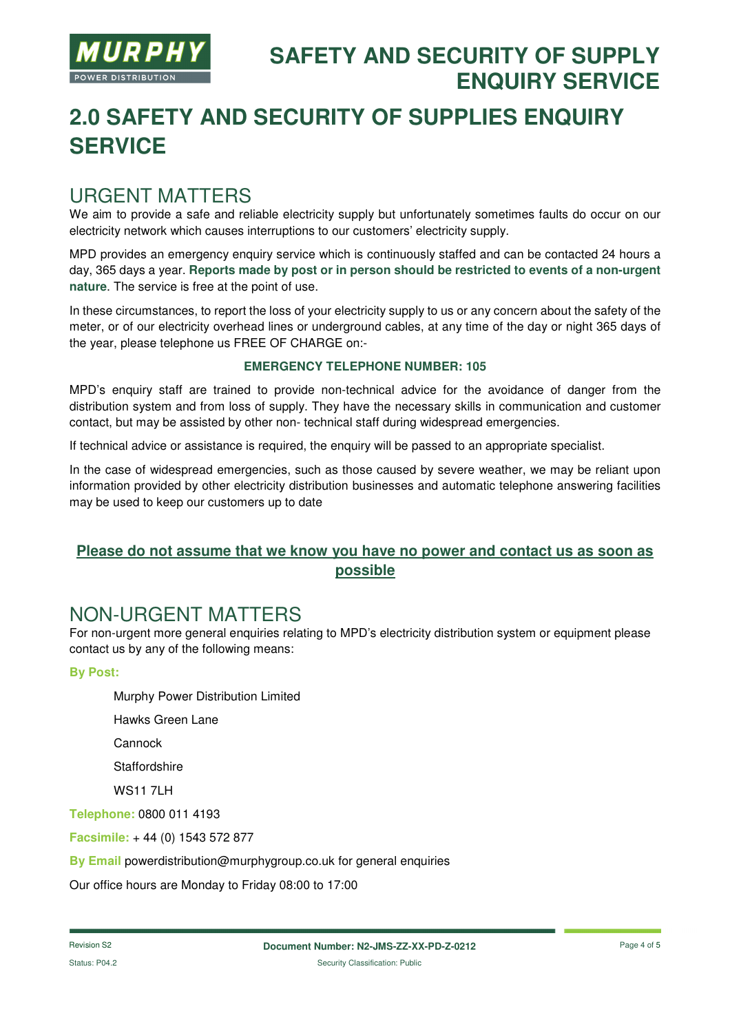# 2.0 SAFETY AND SECURITY OF SUPPLIES ENQUIRY SERVICE

## URGENT MATTERS

We aim to provide a safe and reliable electricity supply but unfortunately sometimes faults do occur on our electricity network which causes interruptions to our customers' electricity supply.

MPD provides an emergency enquiry service which is continuously staffed and can be contacted 24 hours a day, 365 days a year. **Reports made by post or in person should be restricted to events of a non-urgent nature**. The service is free at the point of use.

In these circumstances, to report the loss of your electricity supply to us or any concern about the safety of the meter, or of our electricity overhead lines or underground cables, at any time of the day or night 365 days of the year, please telephone us FREE OF CHARGE on:-

**EMERGENCY TELEPHONE NUMBER: 105**

MPD's enquiry staff are trained to provide non-technical advice for the avoidance of danger from the distribution system and from loss of supply. They have the necessary skills in communication and customer contact, but may be assisted by other non- technical staff during widespread emergencies.

If technical advice or assistance is required, the enquiry will be passed to an appropriate specialist.

In the case of widespread emergencies, such as those caused by severe weather, we may be reliant upon information provided by other electricity distribution businesses and automatic telephone answering facilities may be used to keep our customers up to date

**Please do not assume that we know you have no power and contact us as soon as possible**

## NON-URGENT MATTERS

For non-urgent more general enquiries relating to MPD's electricity distribution system or equipment please contact us by any of the following means:

**By Post:**

Murphy Power Distribution Limited
Hawks Green Lane
Cannock
Staffordshire
WS11 7LH

**Telephone:** 0800 011 4193

**Facsimile:** + 44 (0) 1543 572 877

**By Email** powerdistribution@murphygroup.co.uk for general enquiries

Our office hours are Monday to Friday 08:00 to 17:00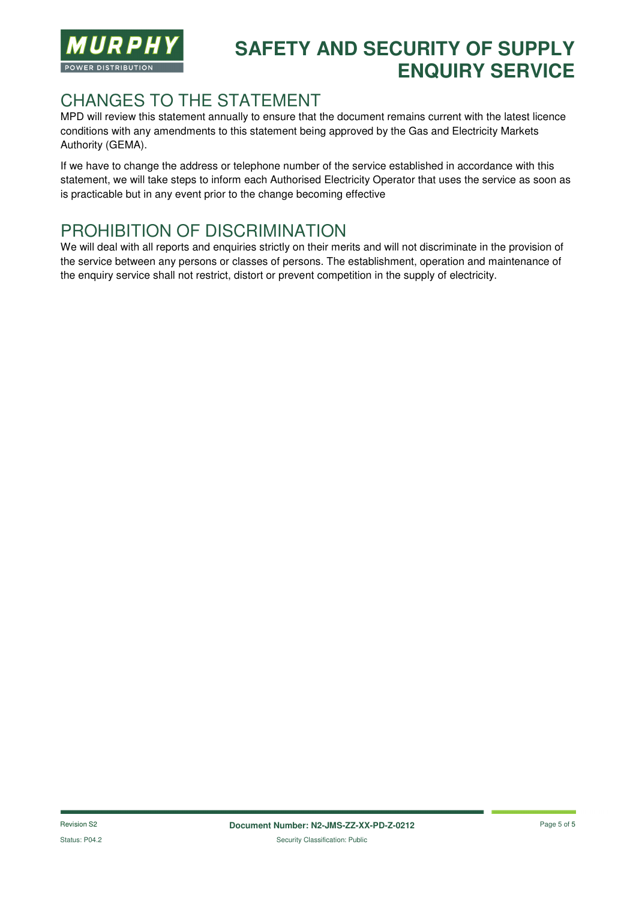## CHANGES TO THE STATEMENT

MPD will review this statement annually to ensure that the document remains current with the latest licence conditions with any amendments to this statement being approved by the Gas and Electricity Markets Authority (GEMA).

If we have to change the address or telephone number of the service established in accordance with this statement, we will take steps to inform each Authorised Electricity Operator that uses the service as soon as is practicable but in any event prior to the change becoming effective

## PROHIBITION OF DISCRIMINATION

We will deal with all reports and enquiries strictly on their merits and will not discriminate in the provision of the service between any persons or classes of persons. The establishment, operation and maintenance of the enquiry service shall not restrict, distort or prevent competition in the supply of electricity.